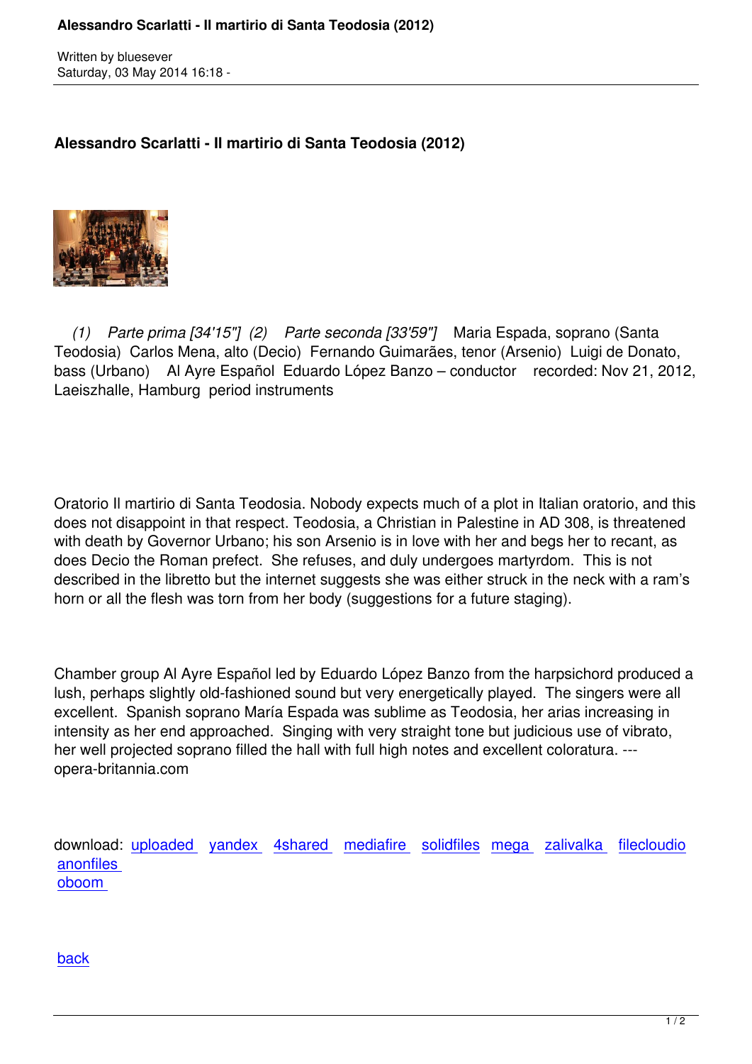Written by bluesever
Saturday, 03 May 2014 16:18 -

# Alessandro Scarlatti - Il martirio di Santa Teodosia (2012)

*(1) Parte prima [34'15"] (2) Parte seconda [33'59"]* Maria Espada, soprano (Santa Teodosia) Carlos Mena, alto (Decio) Fernando Guimarães, tenor (Arsenio) Luigi de Donato, bass (Urbano) Al Ayre Español Eduardo López Banzo – conductor recorded: Nov 21, 2012, Laeiszhalle, Hamburg period instruments

Oratorio Il martirio di Santa Teodosia. Nobody expects much of a plot in Italian oratorio, and this does not disappoint in that respect. Teodosia, a Christian in Palestine in AD 308, is threatened with death by Governor Urbano; his son Arsenio is in love with her and begs her to recant, as does Decio the Roman prefect. She refuses, and duly undergoes martyrdom. This is not described in the libretto but the internet suggests she was either struck in the neck with a ram's horn or all the flesh was torn from her body (suggestions for a future staging).

Chamber group Al Ayre Español led by Eduardo López Banzo from the harpsichord produced a lush, perhaps slightly old-fashioned sound but very energetically played. The singers were all excellent. Spanish soprano María Espada was sublime as Teodosia, her arias increasing in intensity as her end approached. Singing with very straight tone but judicious use of vibrato, her well projected soprano filled the hall with full high notes and excellent coloratura. --- opera-britannia.com

download: uploaded yandex 4shared mediafire solidfiles mega zalivalka filecloudio anonfiles oboom

back